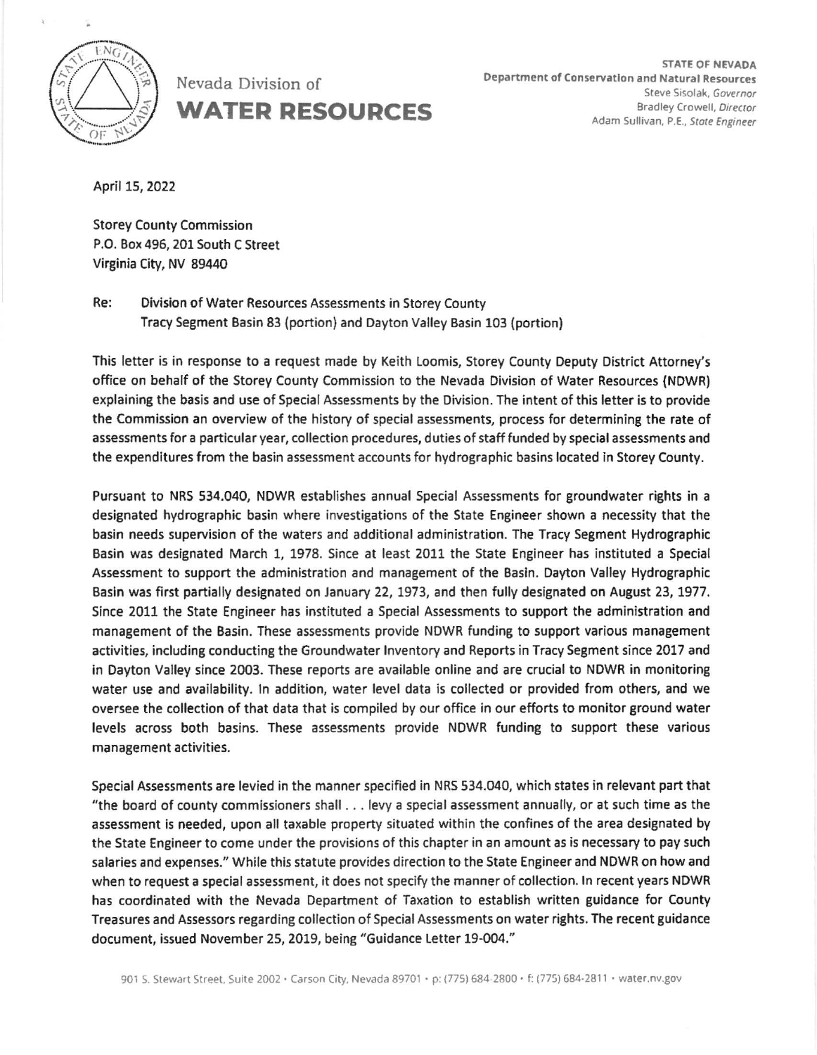Nevada Division of

**WATER RESOURCES**

**STATE OF NEVADA**
**Department of Conservation and Natural Resources**
Steve Sisolak, *Governor*
Bradley Crowell, *Director*
Adam Sullivan, P.E., *State Engineer*

April 15, 2022

Storey County Commission
P.O. Box 496, 201 South C Street
Virginia City, NV 89440

Re: Division of Water Resources Assessments in Storey County
Tracy Segment Basin 83 (portion) and Dayton Valley Basin 103 (portion)

This letter is in response to a request made by Keith Loomis, Storey County Deputy District Attorney's office on behalf of the Storey County Commission to the Nevada Division of Water Resources (NDWR) explaining the basis and use of Special Assessments by the Division. The intent of this letter is to provide the Commission an overview of the history of special assessments, process for determining the rate of assessments for a particular year, collection procedures, duties of staff funded by special assessments and the expenditures from the basin assessment accounts for hydrographic basins located in Storey County.

Pursuant to NRS 534.040, NDWR establishes annual Special Assessments for groundwater rights in a designated hydrographic basin where investigations of the State Engineer shown a necessity that the basin needs supervision of the waters and additional administration. The Tracy Segment Hydrographic Basin was designated March 1, 1978. Since at least 2011 the State Engineer has instituted a Special Assessment to support the administration and management of the Basin. Dayton Valley Hydrographic Basin was first partially designated on January 22, 1973, and then fully designated on August 23, 1977. Since 2011 the State Engineer has instituted a Special Assessments to support the administration and management of the Basin. These assessments provide NDWR funding to support various management activities, including conducting the Groundwater Inventory and Reports in Tracy Segment since 2017 and in Dayton Valley since 2003. These reports are available online and are crucial to NDWR in monitoring water use and availability. In addition, water level data is collected or provided from others, and we oversee the collection of that data that is compiled by our office in our efforts to monitor ground water levels across both basins. These assessments provide NDWR funding to support these various management activities.

Special Assessments are levied in the manner specified in NRS 534.040, which states in relevant part that "the board of county commissioners shall . . . levy a special assessment annually, or at such time as the assessment is needed, upon all taxable property situated within the confines of the area designated by the State Engineer to come under the provisions of this chapter in an amount as is necessary to pay such salaries and expenses." While this statute provides direction to the State Engineer and NDWR on how and when to request a special assessment, it does not specify the manner of collection. In recent years NDWR has coordinated with the Nevada Department of Taxation to establish written guidance for County Treasures and Assessors regarding collection of Special Assessments on water rights. The recent guidance document, issued November 25, 2019, being "Guidance Letter 19-004."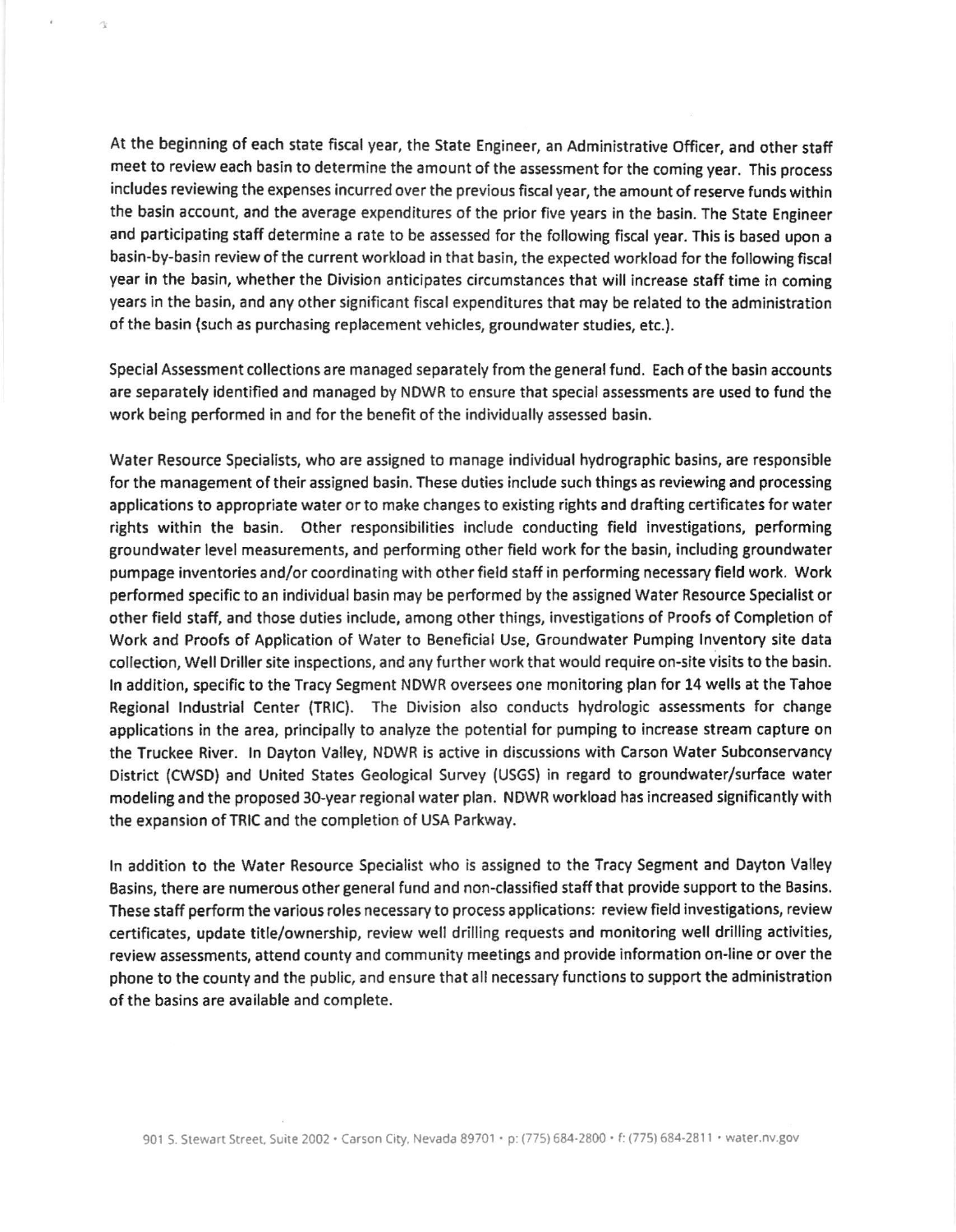At the beginning of each state fiscal year, the State Engineer, an Administrative Officer, and other staff meet to review each basin to determine the amount of the assessment for the coming year. This process includes reviewing the expenses incurred over the previous fiscal year, the amount of reserve funds within the basin account, and the average expenditures of the prior five years in the basin. The State Engineer and participating staff determine a rate to be assessed for the following fiscal year. This is based upon a basin-by-basin review of the current workload in that basin, the expected workload for the following fiscal year in the basin, whether the Division anticipates circumstances that will increase staff time in coming years in the basin, and any other significant fiscal expenditures that may be related to the administration of the basin (such as purchasing replacement vehicles, groundwater studies, etc.).

Special Assessment collections are managed separately from the general fund. Each of the basin accounts are separately identified and managed by NDWR to ensure that special assessments are used to fund the work being performed in and for the benefit of the individually assessed basin.

Water Resource Specialists, who are assigned to manage individual hydrographic basins, are responsible for the management of their assigned basin. These duties include such things as reviewing and processing applications to appropriate water or to make changes to existing rights and drafting certificates for water rights within the basin. Other responsibilities include conducting field investigations, performing groundwater level measurements, and performing other field work for the basin, including groundwater pumpage inventories and/or coordinating with other field staff in performing necessary field work. Work performed specific to an individual basin may be performed by the assigned Water Resource Specialist or other field staff, and those duties include, among other things, investigations of Proofs of Completion of Work and Proofs of Application of Water to Beneficial Use, Groundwater Pumping Inventory site data collection, Well Driller site inspections, and any further work that would require on-site visits to the basin. In addition, specific to the Tracy Segment NDWR oversees one monitoring plan for 14 wells at the Tahoe Regional Industrial Center (TRIC). The Division also conducts hydrologic assessments for change applications in the area, principally to analyze the potential for pumping to increase stream capture on the Truckee River. In Dayton Valley, NDWR is active in discussions with Carson Water Subconservancy District (CWSD) and United States Geological Survey (USGS) in regard to groundwater/surface water modeling and the proposed 30-year regional water plan. NDWR workload has increased significantly with the expansion of TRIC and the completion of USA Parkway.

In addition to the Water Resource Specialist who is assigned to the Tracy Segment and Dayton Valley Basins, there are numerous other general fund and non-classified staff that provide support to the Basins. These staff perform the various roles necessary to process applications: review field investigations, review certificates, update title/ownership, review well drilling requests and monitoring well drilling activities, review assessments, attend county and community meetings and provide information on-line or over the phone to the county and the public, and ensure that all necessary functions to support the administration of the basins are available and complete.

901 S. Stewart Street, Suite 2002 • Carson City, Nevada 89701 • p: (775) 684-2800 • f: (775) 684-2811 • water.nv.gov